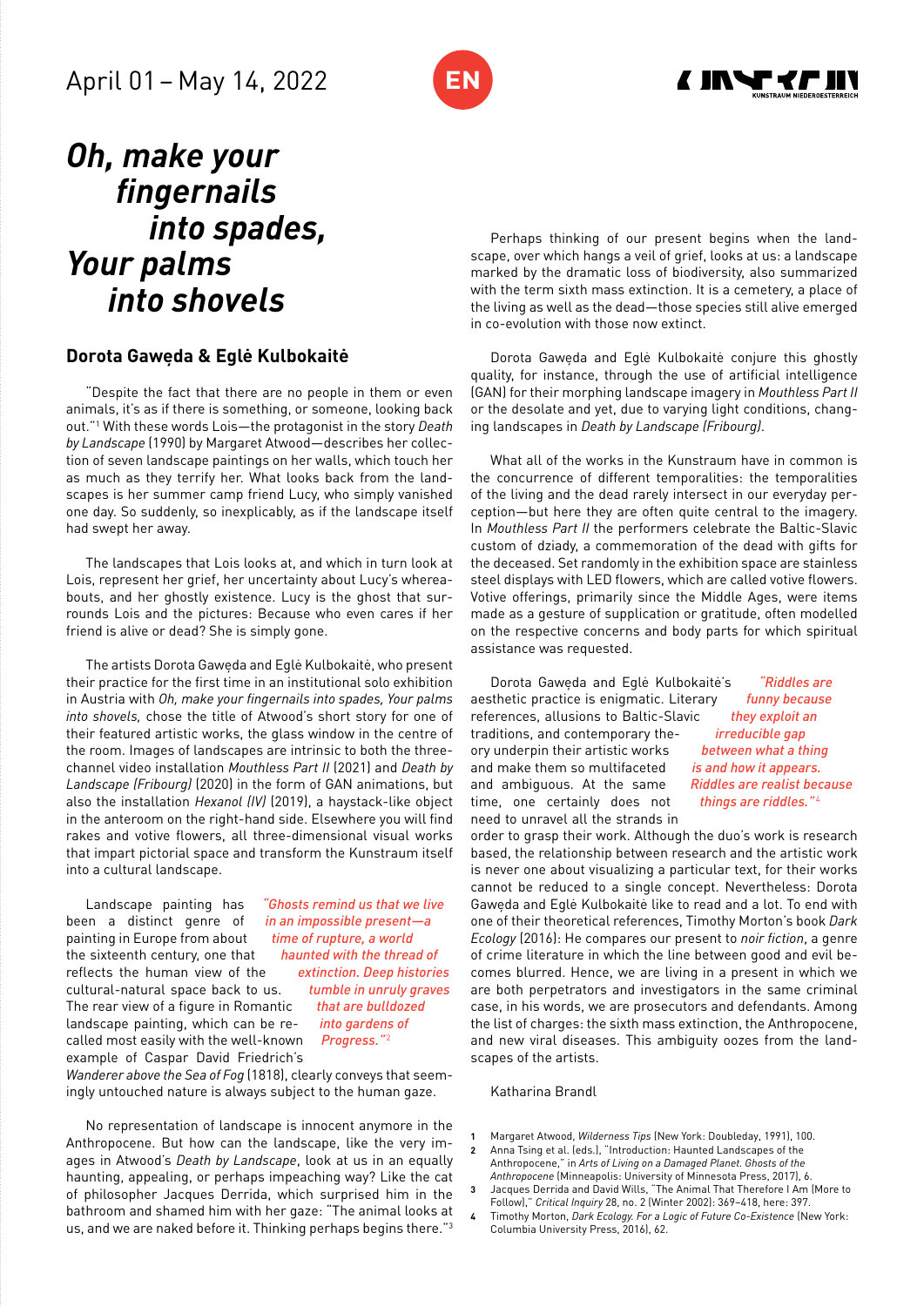April 01 – May 14, 2022

EN

# *Oh, make your fingernails into spades, Your palms into shovels*

## Dorota Gawęda & Eglė Kulbokaitė

"Despite the fact that there are no people in them or even animals, it's as if there is something, or someone, looking back out."[1] With these words Lois—the protagonist in the story *Death by Landscape* (1990) by Margaret Atwood—describes her collection of seven landscape paintings on her walls, which touch her as much as they terrify her. What looks back from the landscapes is her summer camp friend Lucy, who simply vanished one day. So suddenly, so inexplicably, as if the landscape itself had swept her away.

The landscapes that Lois looks at, and which in turn look at Lois, represent her grief, her uncertainty about Lucy's whereabouts, and her ghostly existence. Lucy is the ghost that surrounds Lois and the pictures: Because who even cares if her friend is alive or dead? She is simply gone.

The artists Dorota Gawęda and Eglė Kulbokaitė, who present their practice for the first time in an institutional solo exhibition in Austria with *Oh, make your fingernails into spades, Your palms into shovels,* chose the title of Atwood's short story for one of their featured artistic works, the glass window in the centre of the room. Images of landscapes are intrinsic to both the three-channel video installation *Mouthless Part II* (2021) and *Death by Landscape (Fribourg)* (2020) in the form of GAN animations, but also the installation *Hexanol (IV)* (2019), a haystack-like object in the anteroom on the right-hand side. Elsewhere you will find rakes and votive flowers, all three-dimensional visual works that impart pictorial space and transform the Kunstraum itself into a cultural landscape.

*"Ghosts remind us that we live in an impossible present—a time of rupture, a world haunted with the thread of extinction. Deep histories tumble in unruly graves that are bulldozed into gardens of Progress."*[2]

Landscape painting has been a distinct genre of painting in Europe from about the sixteenth century, one that reflects the human view of the cultural-natural space back to us. The rear view of a figure in Romantic landscape painting, which can be recalled most easily with the well-known example of Caspar David Friedrich's *Wanderer above the Sea of Fog* (1818), clearly conveys that seemingly untouched nature is always subject to the human gaze.

No representation of landscape is innocent anymore in the Anthropocene. But how can the landscape, like the very images in Atwood's *Death by Landscape*, look at us in an equally haunting, appealing, or perhaps impeaching way? Like the cat of philosopher Jacques Derrida, which surprised him in the bathroom and shamed him with her gaze: "The animal looks at us, and we are naked before it. Thinking perhaps begins there."[3]

Perhaps thinking of our present begins when the landscape, over which hangs a veil of grief, looks at us: a landscape marked by the dramatic loss of biodiversity, also summarized with the term sixth mass extinction. It is a cemetery, a place of the living as well as the dead—those species still alive emerged in co-evolution with those now extinct.

Dorota Gawęda and Eglė Kulbokaitė conjure this ghostly quality, for instance, through the use of artificial intelligence (GAN) for their morphing landscape imagery in *Mouthless Part II* or the desolate and yet, due to varying light conditions, changing landscapes in *Death by Landscape (Fribourg)*.

What all of the works in the Kunstraum have in common is the concurrence of different temporalities: the temporalities of the living and the dead rarely intersect in our everyday perception—but here they are often quite central to the imagery. In *Mouthless Part II* the performers celebrate the Baltic-Slavic custom of dziady, a commemoration of the dead with gifts for the deceased. Set randomly in the exhibition space are stainless steel displays with LED flowers, which are called votive flowers. Votive offerings, primarily since the Middle Ages, were items made as a gesture of supplication or gratitude, often modelled on the respective concerns and body parts for which spiritual assistance was requested.

*"Riddles are funny because they exploit an irreducible gap between what a thing is and how it appears. Riddles are realist because things are riddles."*[4]

Dorota Gawęda and Eglė Kulbokaitė's aesthetic practice is enigmatic. Literary references, allusions to Baltic-Slavic traditions, and contemporary theory underpin their artistic works and make them so multifaceted and ambiguous. At the same time, one certainly does not need to unravel all the strands in order to grasp their work. Although the duo's work is research based, the relationship between research and the artistic work is never one about visualizing a particular text, for their works cannot be reduced to a single concept. Nevertheless: Dorota Gawęda and Eglė Kulbokaitė like to read and a lot. To end with one of their theoretical references, Timothy Morton's book *Dark Ecology* (2016): He compares our present to *noir fiction*, a genre of crime literature in which the line between good and evil becomes blurred. Hence, we are living in a present in which we are both perpetrators and investigators in the same criminal case, in his words, we are prosecutors and defendants. Among the list of charges: the sixth mass extinction, the Anthropocene, and new viral diseases. This ambiguity oozes from the landscapes of the artists.

Katharina Brandl

1. Margaret Atwood, *Wilderness Tips* (New York: Doubleday, 1991), 100.
2. Anna Tsing et al. (eds.), "Introduction: Haunted Landscapes of the Anthropocene," in *Arts of Living on a Damaged Planet. Ghosts of the Anthropocene* (Minneapolis: University of Minnesota Press, 2017), 6.
3. Jacques Derrida and David Wills, "The Animal That Therefore I Am (More to Follow)," *Critical Inquiry* 28, no. 2 (Winter 2002): 369–418, here: 397.
4. Timothy Morton, *Dark Ecology. For a Logic of Future Co-Existence* (New York: Columbia University Press, 2016), 62.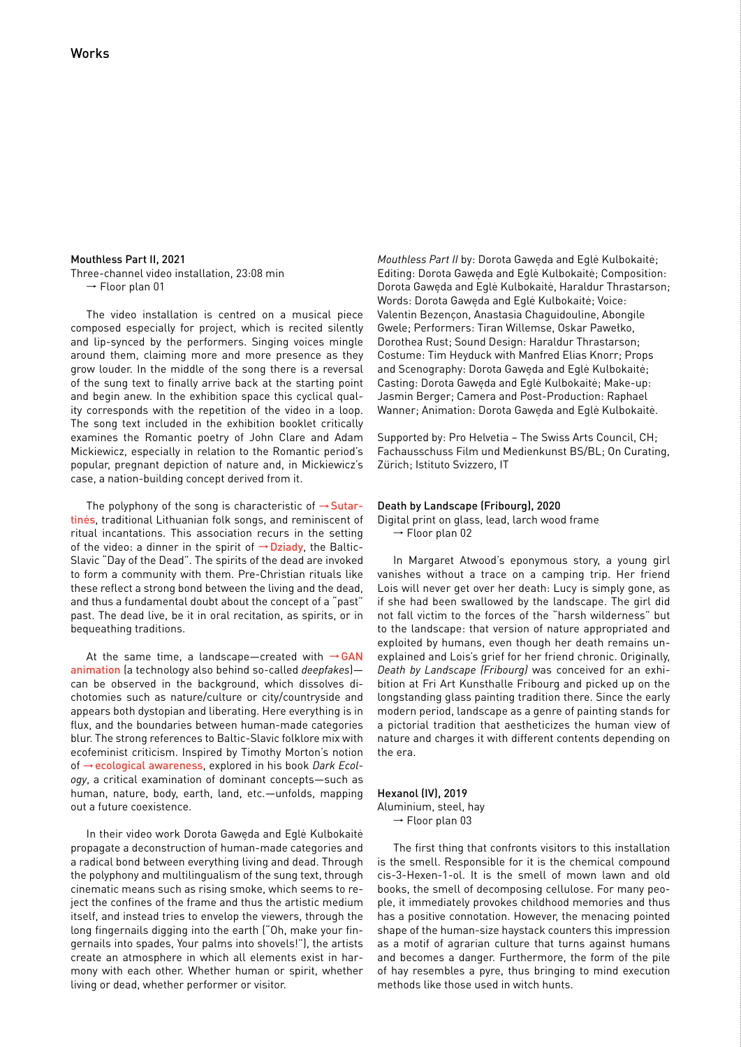# Works

### Mouthless Part II, 2021

Three-channel video installation, 23:08 min
→ Floor plan 01

The video installation is centred on a musical piece composed especially for project, which is recited silently and lip-synced by the performers. Singing voices mingle around them, claiming more and more presence as they grow louder. In the middle of the song there is a reversal of the sung text to finally arrive back at the starting point and begin anew. In the exhibition space this cyclical quality corresponds with the repetition of the video in a loop. The song text included in the exhibition booklet critically examines the Romantic poetry of John Clare and Adam Mickiewicz, especially in relation to the Romantic period's popular, pregnant depiction of nature and, in Mickiewicz's case, a nation-building concept derived from it.

The polyphony of the song is characteristic of →Sutartinės, traditional Lithuanian folk songs, and reminiscent of ritual incantations. This association recurs in the setting of the video: a dinner in the spirit of →Dziady, the Baltic-Slavic "Day of the Dead". The spirits of the dead are invoked to form a community with them. Pre-Christian rituals like these reflect a strong bond between the living and the dead, and thus a fundamental doubt about the concept of a "past" past. The dead live, be it in oral recitation, as spirits, or in bequeathing traditions.

At the same time, a landscape—created with →GAN animation (a technology also behind so-called *deepfakes*)—can be observed in the background, which dissolves dichotomies such as nature/culture or city/countryside and appears both dystopian and liberating. Here everything is in flux, and the boundaries between human-made categories blur. The strong references to Baltic-Slavic folklore mix with ecofeminist criticism. Inspired by Timothy Morton's notion of →ecological awareness, explored in his book *Dark Ecology*, a critical examination of dominant concepts—such as human, nature, body, earth, land, etc.—unfolds, mapping out a future coexistence.

In their video work Dorota Gawęda and Eglė Kulbokaitė propagate a deconstruction of human-made categories and a radical bond between everything living and dead. Through the polyphony and multilingualism of the sung text, through cinematic means such as rising smoke, which seems to reject the confines of the frame and thus the artistic medium itself, and instead tries to envelop the viewers, through the long fingernails digging into the earth ("Oh, make your fingernails into spades, Your palms into shovels!"), the artists create an atmosphere in which all elements exist in harmony with each other. Whether human or spirit, whether living or dead, whether performer or visitor.

*Mouthless Part II* by: Dorota Gawęda and Eglė Kulbokaitė; Editing: Dorota Gawęda and Eglė Kulbokaitė; Composition: Dorota Gawęda and Eglė Kulbokaitė, Haraldur Thrastarson; Words: Dorota Gawęda and Eglė Kulbokaitė; Voice: Valentin Bezençon, Anastasia Chaguidouline, Abongile Gwele; Performers: Tiran Willemse, Oskar Pawełko, Dorothea Rust; Sound Design: Haraldur Thrastarson; Costume: Tim Heyduck with Manfred Elias Knorr; Props and Scenography: Dorota Gawęda and Eglė Kulbokaitė; Casting: Dorota Gawęda and Eglė Kulbokaitė; Make-up: Jasmin Berger; Camera and Post-Production: Raphael Wanner; Animation: Dorota Gawęda and Eglė Kulbokaitė.

Supported by: Pro Helvetia – The Swiss Arts Council, CH; Fachausschuss Film und Medienkunst BS/BL; On Curating, Zürich; Istituto Svizzero, IT

### Death by Landscape (Fribourg), 2020

Digital print on glass, lead, larch wood frame
→ Floor plan 02

In Margaret Atwood's eponymous story, a young girl vanishes without a trace on a camping trip. Her friend Lois will never get over her death: Lucy is simply gone, as if she had been swallowed by the landscape. The girl did not fall victim to the forces of the "harsh wilderness" but to the landscape: that version of nature appropriated and exploited by humans, even though her death remains unexplained and Lois's grief for her friend chronic. Originally, *Death by Landscape (Fribourg)* was conceived for an exhibition at Fri Art Kunsthalle Fribourg and picked up on the longstanding glass painting tradition there. Since the early modern period, landscape as a genre of painting stands for a pictorial tradition that aestheticizes the human view of nature and charges it with different contents depending on the era.

### Hexanol (IV), 2019

Aluminium, steel, hay
→ Floor plan 03

The first thing that confronts visitors to this installation is the smell. Responsible for it is the chemical compound cis-3-Hexen-1-ol. It is the smell of mown lawn and old books, the smell of decomposing cellulose. For many people, it immediately provokes childhood memories and thus has a positive connotation. However, the menacing pointed shape of the human-size haystack counters this impression as a motif of agrarian culture that turns against humans and becomes a danger. Furthermore, the form of the pile of hay resembles a pyre, thus bringing to mind execution methods like those used in witch hunts.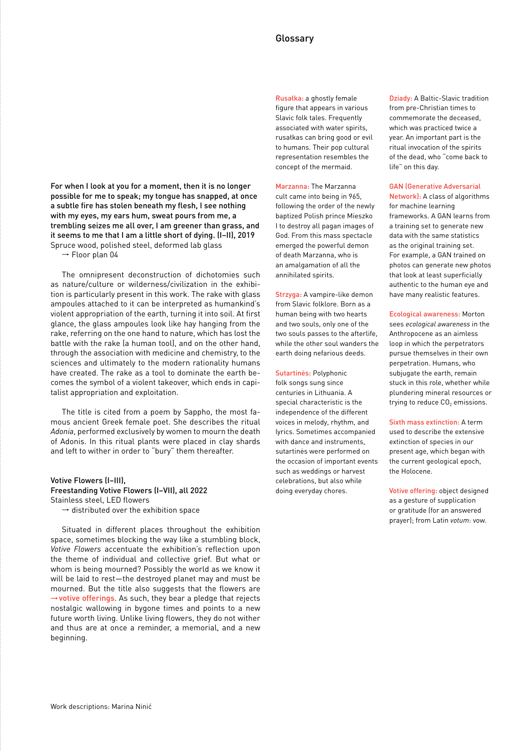**For when I look at you for a moment, then it is no longer possible for me to speak; my tongue has snapped, at once a subtle fire has stolen beneath my flesh, I see nothing with my eyes, my ears hum, sweat pours from me, a trembling seizes me all over, I am greener than grass, and it seems to me that I am a little short of dying. (I–II), 2019**
Spruce wood, polished steel, deformed lab glass
→ Floor plan 04

The omnipresent deconstruction of dichotomies such as nature/culture or wilderness/civilization in the exhibition is particularly present in this work. The rake with glass ampoules attached to it can be interpreted as humankind's violent appropriation of the earth, turning it into soil. At first glance, the glass ampoules look like hay hanging from the rake, referring on the one hand to nature, which has lost the battle with the rake (a human tool), and on the other hand, through the association with medicine and chemistry, to the sciences and ultimately to the modern rationality humans have created. The rake as a tool to dominate the earth becomes the symbol of a violent takeover, which ends in capitalist appropriation and exploitation.

The title is cited from a poem by Sappho, the most famous ancient Greek female poet. She describes the ritual *Adonia*, performed exclusively by women to mourn the death of Adonis. In this ritual plants were placed in clay shards and left to wither in order to "bury" them thereafter.

**Votive Flowers (I–III),**
**Freestanding Votive Flowers (I–VII), all 2022**
Stainless steel, LED flowers
→ distributed over the exhibition space

Situated in different places throughout the exhibition space, sometimes blocking the way like a stumbling block, *Votive Flowers* accentuate the exhibition's reflection upon the theme of individual and collective grief. But what or whom is being mourned? Possibly the world as we know it will be laid to rest—the destroyed planet may and must be mourned. But the title also suggests that the flowers are →votive offerings. As such, they bear a pledge that rejects nostalgic wallowing in bygone times and points to a new future worth living. Unlike living flowers, they do not wither and thus are at once a reminder, a memorial, and a new beginning.

Work descriptions: Marina Ninić

## Glossary

**Rusałka:** a ghostly female figure that appears in various Slavic folk tales. Frequently associated with water spirits, rusałkas can bring good or evil to humans. Their pop cultural representation resembles the concept of the mermaid.

**Marzanna:** The Marzanna cult came into being in 965, following the order of the newly baptized Polish prince Mieszko I to destroy all pagan images of God. From this mass spectacle emerged the powerful demon of death Marzanna, who is an amalgamation of all the annihilated spirits.

**Strzyga:** A vampire-like demon from Slavic folklore. Born as a human being with two hearts and two souls, only one of the two souls passes to the afterlife, while the other soul wanders the earth doing nefarious deeds.

**Sutartinės:** Polyphonic folk songs sung since centuries in Lithuania. A special characteristic is the independence of the different voices in melody, rhythm, and lyrics. Sometimes accompanied with dance and instruments, sutartinės were performed on the occasion of important events such as weddings or harvest celebrations, but also while doing everyday chores.

**Dziady:** A Baltic-Slavic tradition from pre-Christian times to commemorate the deceased, which was practiced twice a year. An important part is the ritual invocation of the spirits of the dead, who "come back to life" on this day.

**GAN (Generative Adversarial Network):** A class of algorithms for machine learning frameworks. A GAN learns from a training set to generate new data with the same statistics as the original training set. For example, a GAN trained on photos can generate new photos that look at least superficially authentic to the human eye and have many realistic features.

**Ecological awareness:** Morton sees *ecological awareness* in the Anthropocene as an aimless loop in which the perpetrators pursue themselves in their own perpetration. Humans, who subjugate the earth, remain stuck in this role, whether while plundering mineral resources or trying to reduce $CO_2$ emissions.

**Sixth mass extinction:** A term used to describe the extensive extinction of species in our present age, which began with the current geological epoch, the Holocene.

**Votive offering:** object designed as a gesture of supplication or gratitude (for an answered prayer); from Latin *votum*: vow.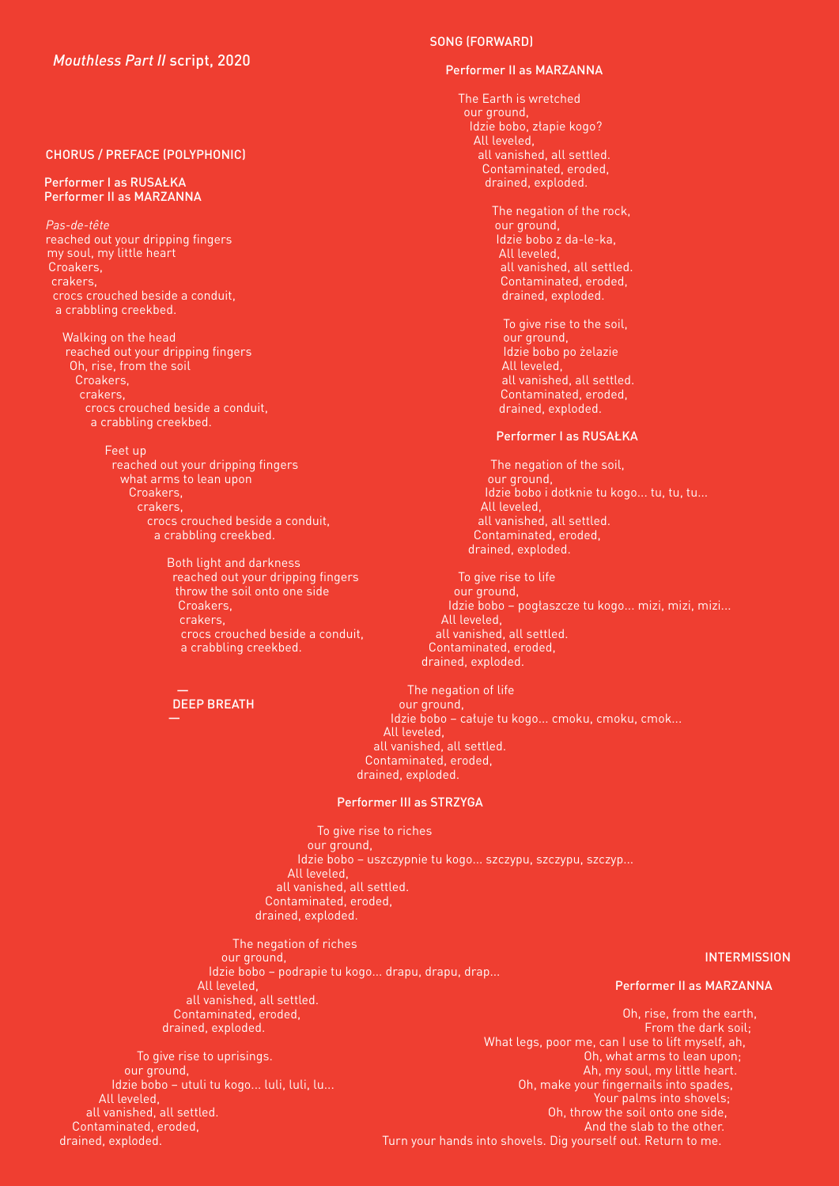*Mouthless Part II* script, 2020

## CHORUS / PREFACE (POLYPHONIC)

**Performer I as RUSAŁKA**
**Performer II as MARZANNA**

*Pas-de-tête*
reached out your dripping fingers
my soul, my little heart
Croakers,
crakers,
crocs crouched beside a conduit,
a crabbling creekbed.

Walking on the head
reached out your dripping fingers
Oh, rise, from the soil
Croakers,
crakers,
crocs crouched beside a conduit,
a crabbling creekbed.

Feet up
reached out your dripping fingers
what arms to lean upon
Croakers,
crakers,
crocs crouched beside a conduit,
a crabbling creekbed.

Both light and darkness
reached out your dripping fingers
throw the soil onto one side
Croakers,
crakers,
crocs crouched beside a conduit,
a crabbling creekbed.

—
DEEP BREATH
—

## SONG (FORWARD)

**Performer II as MARZANNA**

The Earth is wretched
our ground,
Idzie bobo, złapie kogo?
All leveled,
all vanished, all settled.
Contaminated, eroded,
drained, exploded.

The negation of the rock,
our ground,
Idzie bobo z da-le-ka,
All leveled,
all vanished, all settled.
Contaminated, eroded,
drained, exploded.

To give rise to the soil,
our ground,
Idzie bobo po żelazie
All leveled,
all vanished, all settled.
Contaminated, eroded,
drained, exploded.

**Performer I as RUSAŁKA**

The negation of the soil,
our ground,
Idzie bobo i dotknie tu kogo... tu, tu, tu...
All leveled,
all vanished, all settled.
Contaminated, eroded,
drained, exploded.

To give rise to life
our ground,
Idzie bobo – pogłaszcze tu kogo... mizi, mizi, mizi...
All leveled,
all vanished, all settled.
Contaminated, eroded,
drained, exploded.

The negation of life
our ground,
Idzie bobo – całuje tu kogo... cmoku, cmoku, cmok...
All leveled,
all vanished, all settled.
Contaminated, eroded,
drained, exploded.

**Performer III as STRZYGA**

To give rise to riches
our ground,
Idzie bobo – uszczypnie tu kogo... szczypu, szczypu, szczyp...
All leveled,
all vanished, all settled.
Contaminated, eroded,
drained, exploded.

The negation of riches
our ground,
Idzie bobo – podrapie tu kogo... drapu, drapu, drap...
All leveled,
all vanished, all settled.
Contaminated, eroded,
drained, exploded.

To give rise to uprisings.
our ground,
Idzie bobo – utuli tu kogo... luli, luli, lu...
All leveled,
all vanished, all settled.
Contaminated, eroded,
drained, exploded.

## INTERMISSION

**Performer II as MARZANNA**

Oh, rise, from the earth,
From the dark soil;
What legs, poor me, can I use to lift myself, ah,
Oh, what arms to lean upon;
Ah, my soul, my little heart.
Oh, make your fingernails into spades,
Your palms into shovels;
Oh, throw the soil onto one side,
And the slab to the other.
Turn your hands into shovels. Dig yourself out. Return to me.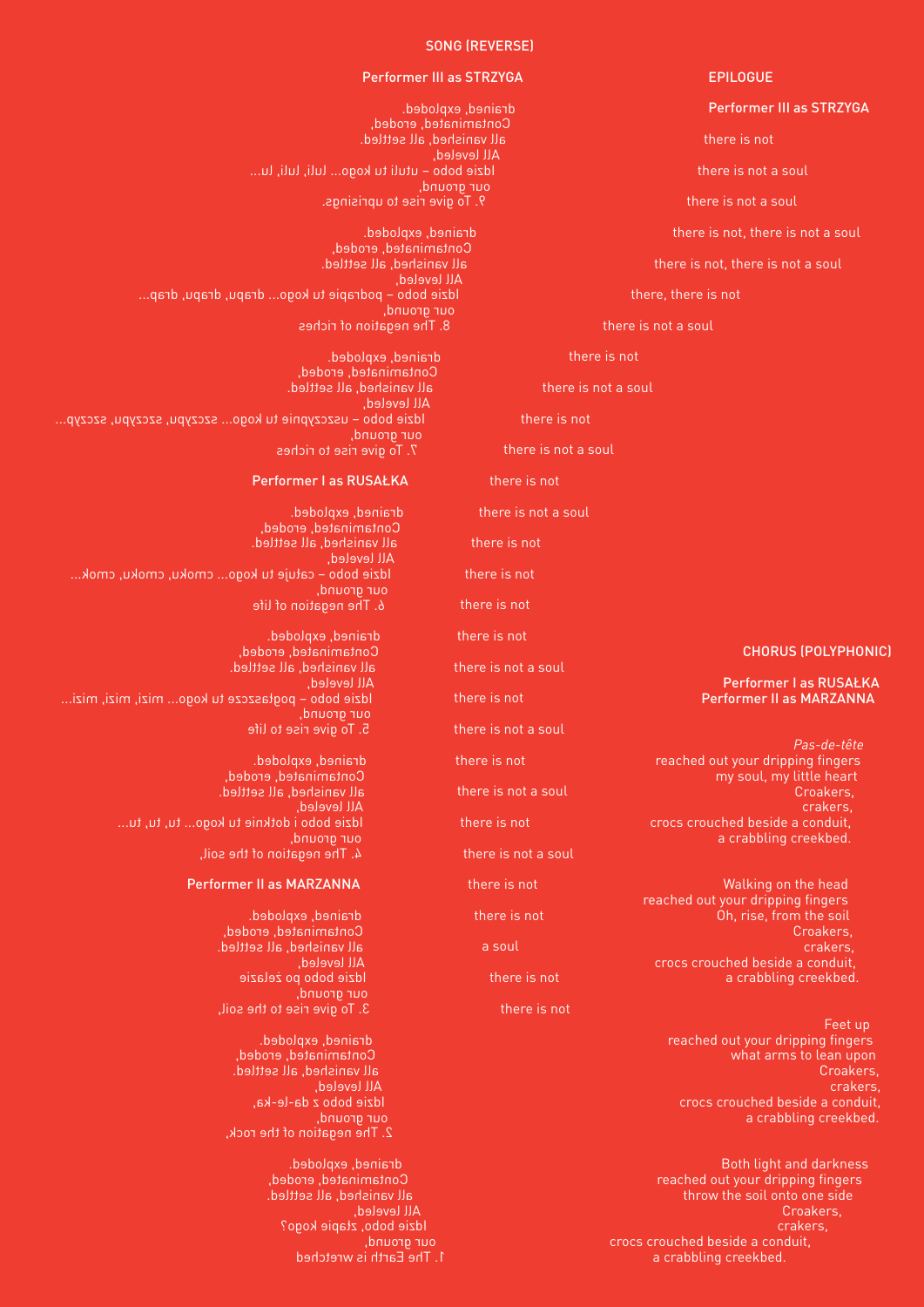## SONG (REVERSE)

### Performer III as STRZYGA

drained, exploded.
Contaminated, eroded,
all vanished, all settled.
All leveled,
Idzie bobo – utuli tu kogo... luli, luli, lu...
our ground,
9. To give rise to uprisings.

drained, exploded.
Contaminated, eroded,
all vanished, all settled.
All leveled,
Idzie bobo – podrapie tu kogo... drapu, drapu, drap...
our ground,
8. The negation of riches

drained, exploded.
Contaminated, eroded,
all vanished, all settled.
All leveled,
Idzie bobo – uszczypnie tu kogo... szczypu, szczypu, szczyp...
our ground,
7. To give rise to riches

### Performer I as RUSAŁKA

drained, exploded.
Contaminated, eroded,
all vanished, all settled.
All leveled,
Idzie bobo – całuje tu kogo... cmoku, cmoku, cmok...
our ground,
6. The negation of life

drained, exploded.
Contaminated, eroded,
all vanished, all settled.
All leveled,
Idzie bobo – połaszcze tu kogo... mizi, mizi, mizi...
our ground,
5. To give rise to life

drained, exploded.
Contaminated, eroded,
all vanished, all settled.
All leveled,
Idzie bobo i dotknie tu kogo... tu, tu, tu...
our ground,
4. The negation of the soil,

### Performer II as MARZANNA

drained, exploded.
Contaminated, eroded,
all vanished, all settled.
All leveled,
Idzie bobo po żelazie
our ground,
3. To give rise to the soil,

drained, exploded.
Contaminated, eroded,
all vanished, all settled.
All leveled,
Idzie bobo z da-le-ka,
our ground,
2. The negation of the rock,

drained, exploded.
Contaminated, eroded,
all vanished, all settled.
All leveled,
Idzie bobo, złapie kogo?
our ground,
1. The Earth is wretched

## EPILOGUE

### Performer III as STRZYGA

there is not
there is not a soul
there is not a soul
there is not, there is not a soul
there is not, there is not a soul
there, there is not
there is not a soul
there is not
there is not a soul
there is not
there is not a soul
there is not
there is not a soul
there is not
there is not
there is not
there is not
there is not a soul
there is not
there is not a soul
there is not
there is not a soul
there is not
there is not a soul
there is not
there is not
a soul
there is not
there is not

## CHORUS (POLYPHONIC)

### Performer I as RUSAŁKA
### Performer II as MARZANNA

*Pas-de-tête*
reached out your dripping fingers
my soul, my little heart
Croakers,
crakers,
crocs crouched beside a conduit,
a crabbling creekbed.

Walking on the head
reached out your dripping fingers
Oh, rise, from the soil
Croakers,
crakers,
crocs crouched beside a conduit,
a crabbling creekbed.

Feet up
reached out your dripping fingers
what arms to lean upon
Croakers,
crakers,
crocs crouched beside a conduit,
a crabbling creekbed.

Both light and darkness
reached out your dripping fingers
throw the soil onto one side
Croakers,
crakers,
crocs crouched beside a conduit,
a crabbling creekbed.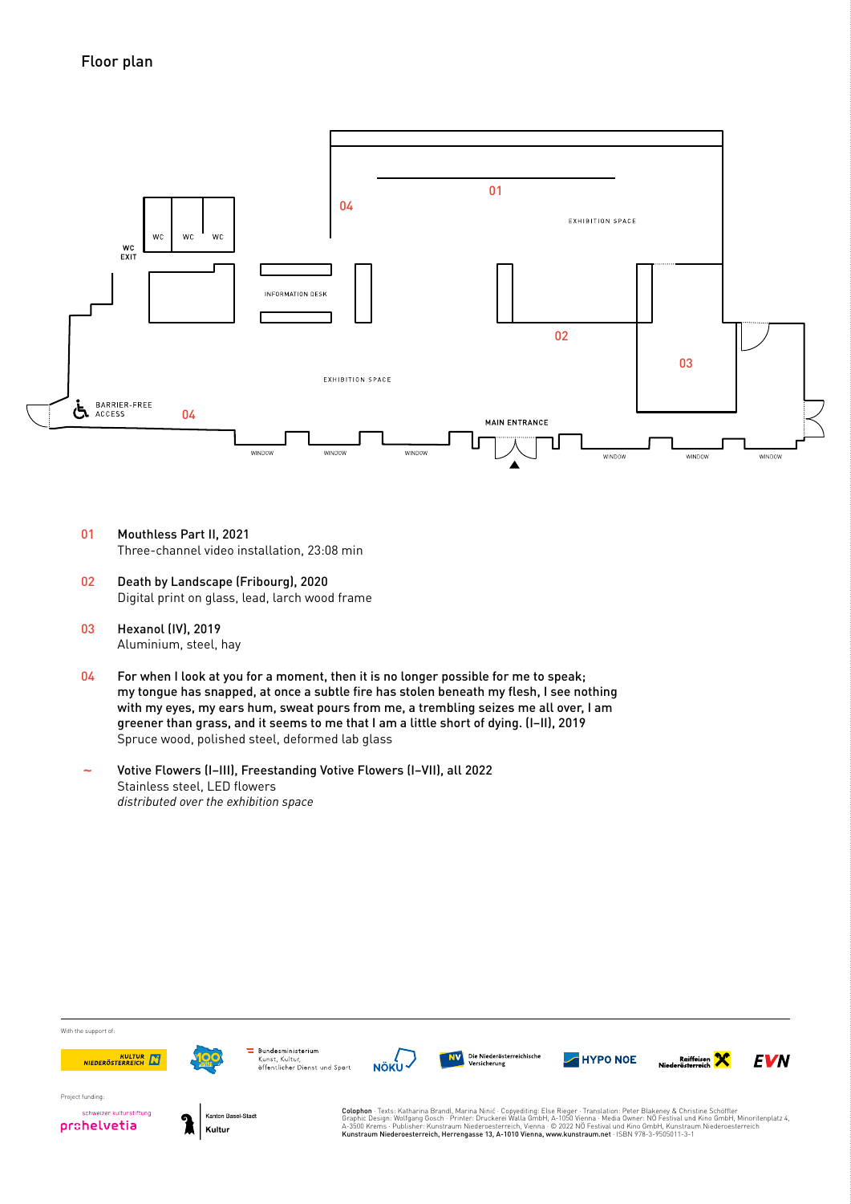# Floor plan

01

EXHIBITION SPACE

04

WC WC WC

WC EXIT

INFORMATION DESK

02

03

EXHIBITION SPACE

BARRIER-FREE ACCESS

04

MAIN ENTRANCE

WINDOW WINDOW WINDOW WINDOW WINDOW WINDOW

01 **Mouthless Part II, 2021**
Three-channel video installation, 23:08 min

02 **Death by Landscape (Fribourg), 2020**
Digital print on glass, lead, larch wood frame

03 **Hexanol (IV), 2019**
Aluminium, steel, hay

04 **For when I look at you for a moment, then it is no longer possible for me to speak; my tongue has snapped, at once a subtle fire has stolen beneath my flesh, I see nothing with my eyes, my ears hum, sweat pours from me, a trembling seizes me all over, I am greener than grass, and it seems to me that I am a little short of dying. (I–II), 2019**
Spruce wood, polished steel, deformed lab glass

~ **Votive Flowers (I–III), Freestanding Votive Flowers (I–VII), all 2022**
Stainless steel, LED flowers
*distributed over the exhibition space*

With the support of:

KULTUR NIEDERÖSTERREICH · Bundesministerium Kunst, Kultur, öffentlicher Dienst und Sport · NÖKU · Die Niederösterreichische Versicherung · HYPO NOE · Raiffeisen Niederösterreich · EVN

Project funding:

schweizer kulturstiftung prohelvetia · Kanton Basel-Stadt Kultur

**Colophon** · Texts: Katharina Brandl, Marina Ninić · Copyediting: Else Rieger · Translation: Peter Blakeney & Christine Schöffler
Graphic Design: Wolfgang Gosch · Printer: Druckerei Walla GmbH, A-1050 Vienna · Media Owner: NÖ Festival und Kino GmbH, Minoritenplatz 4, A-3500 Krems · Publisher: Kunstraum Niederoesterreich, Vienna · © 2022 NÖ Festival und Kino GmbH, Kunstraum Niederoesterreich
**Kunstraum Niederoesterreich, Herrengasse 13, A-1010 Vienna, www.kunstraum.net** · ISBN 978-3-9505011-3-1